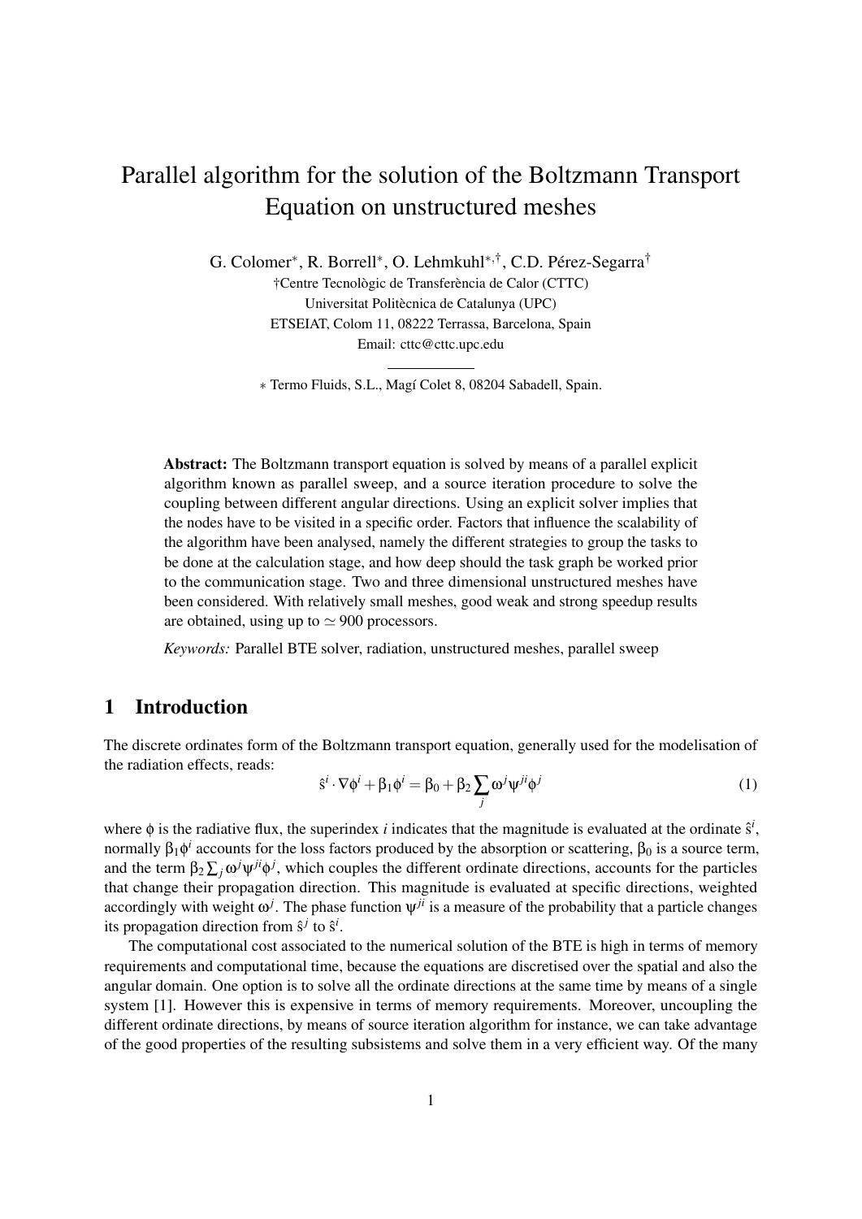# Parallel algorithm for the solution of the Boltzmann Transport Equation on unstructured meshes

G. Colomer*, R. Borrell*, O. Lehmkuhl*,†, C.D. Pérez-Segarra†

†Centre Tecnològic de Transferència de Calor (CTTC)
Universitat Politècnica de Catalunya (UPC)
ETSEIAT, Colom 11, 08222 Terrassa, Barcelona, Spain
Email: cttc@cttc.upc.edu

* Termo Fluids, S.L., Magí Colet 8, 08204 Sabadell, Spain.

**Abstract:** The Boltzmann transport equation is solved by means of a parallel explicit algorithm known as parallel sweep, and a source iteration procedure to solve the coupling between different angular directions. Using an explicit solver implies that the nodes have to be visited in a specific order. Factors that influence the scalability of the algorithm have been analysed, namely the different strategies to group the tasks to be done at the calculation stage, and how deep should the task graph be worked prior to the communication stage. Two and three dimensional unstructured meshes have been considered. With relatively small meshes, good weak and strong speedup results are obtained, using up to $\simeq 900$ processors.

*Keywords:* Parallel BTE solver, radiation, unstructured meshes, parallel sweep

## 1 Introduction

The discrete ordinates form of the Boltzmann transport equation, generally used for the modelisation of the radiation effects, reads:

$$\hat{s}^i \cdot \nabla \phi^i + \beta_1 \phi^i = \beta_0 + \beta_2 \sum_j \omega^j \psi^{ji} \phi^j \tag{1}$$

where $\phi$ is the radiative flux, the superindex $i$ indicates that the magnitude is evaluated at the ordinate $\hat{s}^i$, normally $\beta_1 \phi^i$ accounts for the loss factors produced by the absorption or scattering, $\beta_0$ is a source term, and the term $\beta_2 \sum_j \omega^j \psi^{ji} \phi^j$, which couples the different ordinate directions, accounts for the particles that change their propagation direction. This magnitude is evaluated at specific directions, weighted accordingly with weight $\omega^j$. The phase function $\psi^{ji}$ is a measure of the probability that a particle changes its propagation direction from $\hat{s}^j$ to $\hat{s}^i$.

The computational cost associated to the numerical solution of the BTE is high in terms of memory requirements and computational time, because the equations are discretised over the spatial and also the angular domain. One option is to solve all the ordinate directions at the same time by means of a single system [1]. However this is expensive in terms of memory requirements. Moreover, uncoupling the different ordinate directions, by means of source iteration algorithm for instance, we can take advantage of the good properties of the resulting subsistems and solve them in a very efficient way. Of the many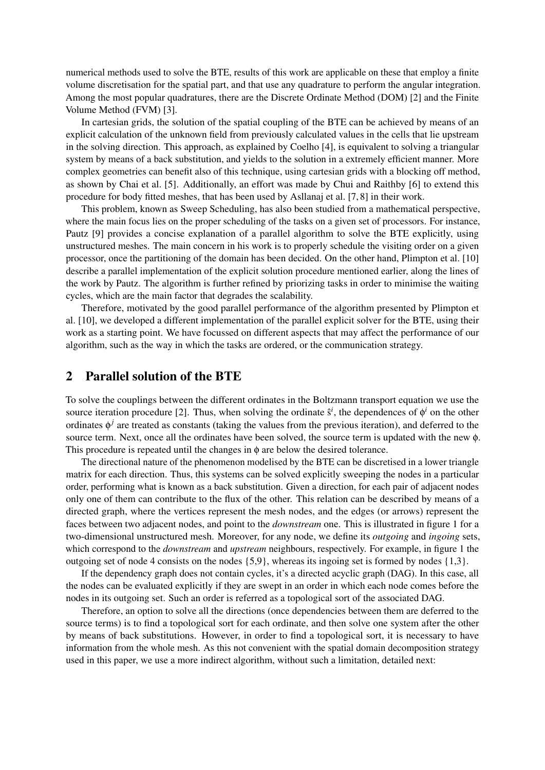numerical methods used to solve the BTE, results of this work are applicable on these that employ a finite volume discretisation for the spatial part, and that use any quadrature to perform the angular integration. Among the most popular quadratures, there are the Discrete Ordinate Method (DOM) [2] and the Finite Volume Method (FVM) [3].

In cartesian grids, the solution of the spatial coupling of the BTE can be achieved by means of an explicit calculation of the unknown field from previously calculated values in the cells that lie upstream in the solving direction. This approach, as explained by Coelho [4], is equivalent to solving a triangular system by means of a back substitution, and yields to the solution in a extremely efficient manner. More complex geometries can benefit also of this technique, using cartesian grids with a blocking off method, as shown by Chai et al. [5]. Additionally, an effort was made by Chui and Raithby [6] to extend this procedure for body fitted meshes, that has been used by Asllanaj et al. [7, 8] in their work.

This problem, known as Sweep Scheduling, has also been studied from a mathematical perspective, where the main focus lies on the proper scheduling of the tasks on a given set of processors. For instance, Pautz [9] provides a concise explanation of a parallel algorithm to solve the BTE explicitly, using unstructured meshes. The main concern in his work is to properly schedule the visiting order on a given processor, once the partitioning of the domain has been decided. On the other hand, Plimpton et al. [10] describe a parallel implementation of the explicit solution procedure mentioned earlier, along the lines of the work by Pautz. The algorithm is further refined by priorizing tasks in order to minimise the waiting cycles, which are the main factor that degrades the scalability.

Therefore, motivated by the good parallel performance of the algorithm presented by Plimpton et al. [10], we developed a different implementation of the parallel explicit solver for the BTE, using their work as a starting point. We have focussed on different aspects that may affect the performance of our algorithm, such as the way in which the tasks are ordered, or the communication strategy.

## 2 Parallel solution of the BTE

To solve the couplings between the different ordinates in the Boltzmann transport equation we use the source iteration procedure [2]. Thus, when solving the ordinate $\hat{s}^i$, the dependences of $\phi^i$ on the other ordinates $\phi^j$ are treated as constants (taking the values from the previous iteration), and deferred to the source term. Next, once all the ordinates have been solved, the source term is updated with the new $\phi$. This procedure is repeated until the changes in $\phi$ are below the desired tolerance.

The directional nature of the phenomenon modelised by the BTE can be discretised in a lower triangle matrix for each direction. Thus, this systems can be solved explicitly sweeping the nodes in a particular order, performing what is known as a back substitution. Given a direction, for each pair of adjacent nodes only one of them can contribute to the flux of the other. This relation can be described by means of a directed graph, where the vertices represent the mesh nodes, and the edges (or arrows) represent the faces between two adjacent nodes, and point to the *downstream* one. This is illustrated in figure 1 for a two-dimensional unstructured mesh. Moreover, for any node, we define its *outgoing* and *ingoing* sets, which correspond to the *downstream* and *upstream* neighbours, respectively. For example, in figure 1 the outgoing set of node 4 consists on the nodes {5,9}, whereas its ingoing set is formed by nodes {1,3}.

If the dependency graph does not contain cycles, it's a directed acyclic graph (DAG). In this case, all the nodes can be evaluated explicitly if they are swept in an order in which each node comes before the nodes in its outgoing set. Such an order is referred as a topological sort of the associated DAG.

Therefore, an option to solve all the directions (once dependencies between them are deferred to the source terms) is to find a topological sort for each ordinate, and then solve one system after the other by means of back substitutions. However, in order to find a topological sort, it is necessary to have information from the whole mesh. As this not convenient with the spatial domain decomposition strategy used in this paper, we use a more indirect algorithm, without such a limitation, detailed next: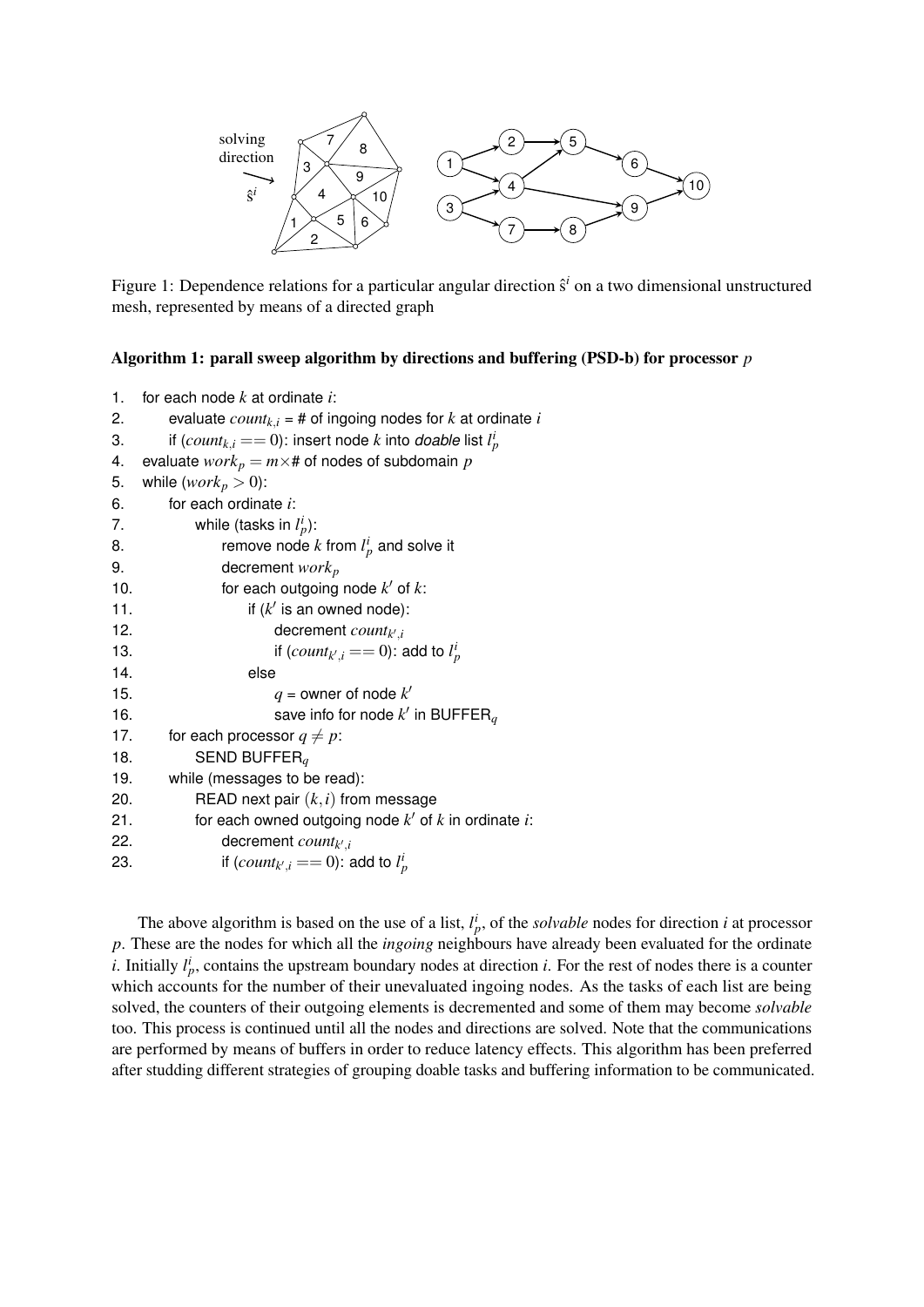Figure 1: Dependence relations for a particular angular direction $\hat{s}^i$ on a two dimensional unstructured mesh, represented by means of a directed graph

**Algorithm 1: parall sweep algorithm by directions and buffering (PSD-b) for processor $p$**

```
1.   for each node k at ordinate i:
2.        evaluate count_{k,i} = # of ingoing nodes for k at ordinate i
3.        if (count_{k,i} == 0): insert node k into doable list l_p^i
4.   evaluate work_p = m×# of nodes of subdomain p
5.   while (work_p > 0):
6.        for each ordinate i:
7.             while (tasks in l_p^i):
8.                  remove node k from l_p^i and solve it
9.                  decrement work_p
10.                 for each outgoing node k' of k:
11.                      if (k' is an owned node):
12.                           decrement count_{k',i}
13.                           if (count_{k',i} == 0): add to l_p^i
14.                      else
15.                           q = owner of node k'
16.                           save info for node k' in BUFFER_q
17.       for each processor q ≠ p:
18.            SEND BUFFER_q
19.       while (messages to be read):
20.            READ next pair (k,i) from message
21.            for each owned outgoing node k' of k in ordinate i:
22.                 decrement count_{k',i}
23.                 if (count_{k',i} == 0): add to l_p^i
```

The above algorithm is based on the use of a list, $l_p^i$, of the *solvable* nodes for direction $i$ at processor $p$. These are the nodes for which all the *ingoing* neighbours have already been evaluated for the ordinate $i$. Initially $l_p^i$, contains the upstream boundary nodes at direction $i$. For the rest of nodes there is a counter which accounts for the number of their unevaluated ingoing nodes. As the tasks of each list are being solved, the counters of their outgoing elements is decremented and some of them may become *solvable* too. This process is continued until all the nodes and directions are solved. Note that the communications are performed by means of buffers in order to reduce latency effects. This algorithm has been preferred after studding different strategies of grouping doable tasks and buffering information to be communicated.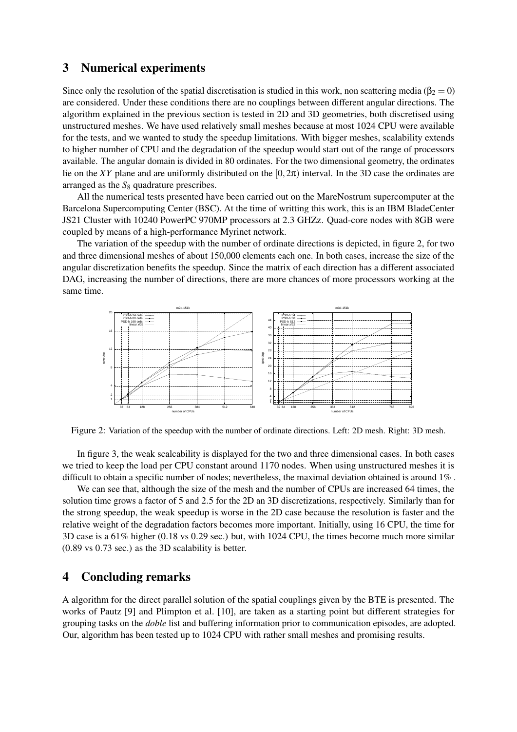## 3 Numerical experiments

Since only the resolution of the spatial discretisation is studied in this work, non scattering media ($\beta_2 = 0$) are considered. Under these conditions there are no couplings between different angular directions. The algorithm explained in the previous section is tested in 2D and 3D geometries, both discretised using unstructured meshes. We have used relatively small meshes because at most 1024 CPU were available for the tests, and we wanted to study the speedup limitations. With bigger meshes, scalability extends to higher number of CPU and the degradation of the speedup would start out of the range of processors available. The angular domain is divided in 80 ordinates. For the two dimensional geometry, the ordinates lie on the $XY$ plane and are uniformly distributed on the $[0, 2\pi)$ interval. In the 3D case the ordinates are arranged as the $S_8$ quadrature prescribes.

All the numerical tests presented have been carried out on the MareNostrum supercomputer at the Barcelona Supercomputing Center (BSC). At the time of writting this work, this is an IBM BladeCenter JS21 Cluster with 10240 PowerPC 970MP processors at 2.3 GHZz. Quad-core nodes with 8GB were coupled by means of a high-performance Myrinet network.

The variation of the speedup with the number of ordinate directions is depicted, in figure 2, for two and three dimensional meshes of about 150,000 elements each one. In both cases, increase the size of the angular discretization benefits the speedup. Since the matrix of each direction has a different associated DAG, increasing the number of directions, there are more chances of more processors working at the same time.

Figure 2: Variation of the speedup with the number of ordinate directions. Left: 2D mesh. Right: 3D mesh.

In figure 3, the weak scalcability is displayed for the two and three dimensional cases. In both cases we tried to keep the load per CPU constant around 1170 nodes. When using unstructured meshes it is difficult to obtain a specific number of nodes; nevertheless, the maximal deviation obtained is around 1% .

We can see that, although the size of the mesh and the number of CPUs are increased 64 times, the solution time grows a factor of 5 and 2.5 for the 2D an 3D discretizations, respectively. Similarly than for the strong speedup, the weak speedup is worse in the 2D case because the resolution is faster and the relative weight of the degradation factors becomes more important. Initially, using 16 CPU, the time for 3D case is a 61% higher (0.18 vs 0.29 sec.) but, with 1024 CPU, the times become much more similar (0.89 vs 0.73 sec.) as the 3D scalability is better.

## 4 Concluding remarks

A algorithm for the direct parallel solution of the spatial couplings given by the BTE is presented. The works of Pautz [9] and Plimpton et al. [10], are taken as a starting point but different strategies for grouping tasks on the *doble* list and buffering information prior to communication episodes, are adopted. Our, algorithm has been tested up to 1024 CPU with rather small meshes and promising results.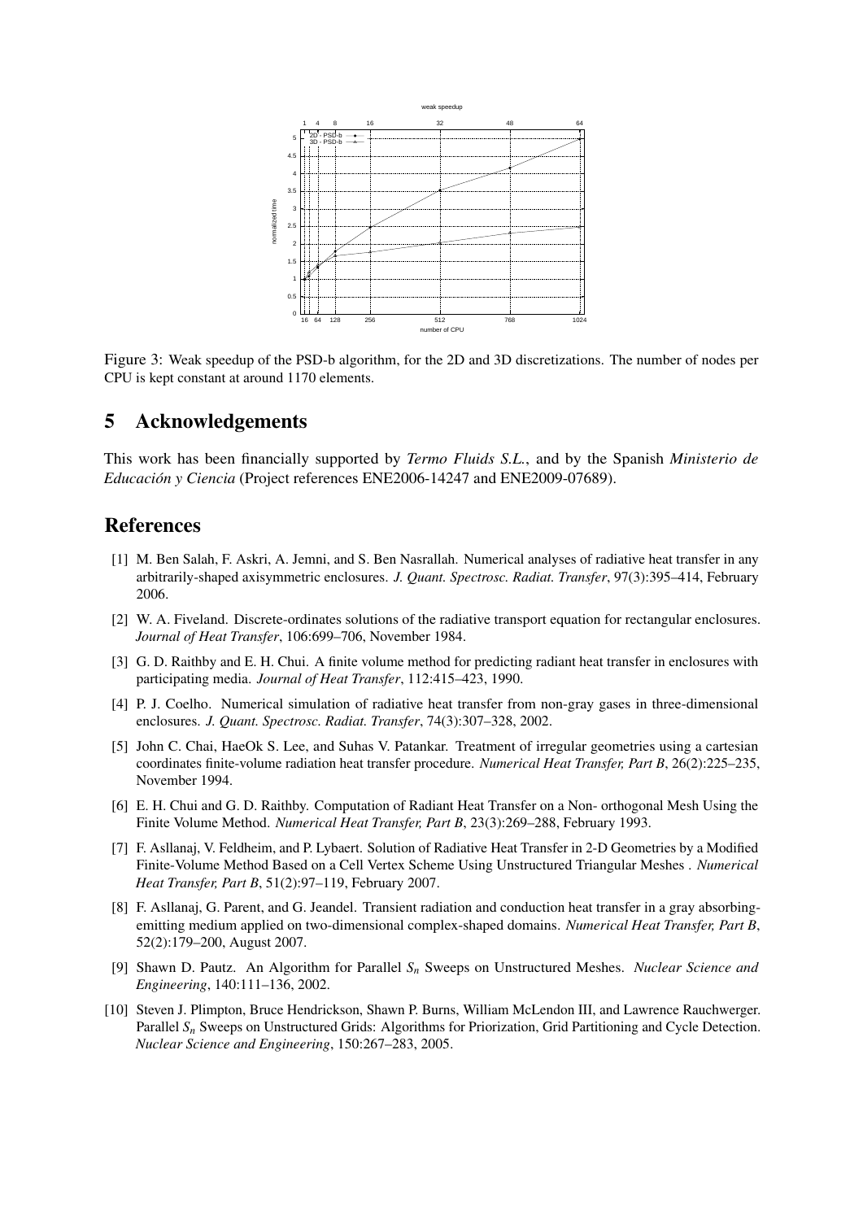weak speedup

1 4 8 16 32 48 64

2D - PSD-b
3D - PSD-b

normalized time

5
4.5
4
3.5
3
2.5
2
1.5
1
0.5
0

16 64 128 256 512 768 1024

number of CPU

Figure 3: Weak speedup of the PSD-b algorithm, for the 2D and 3D discretizations. The number of nodes per CPU is kept constant at around 1170 elements.

## 5 Acknowledgements

This work has been financially supported by *Termo Fluids S.L.*, and by the Spanish *Ministerio de Educación y Ciencia* (Project references ENE2006-14247 and ENE2009-07689).

## References

[1] M. Ben Salah, F. Askri, A. Jemni, and S. Ben Nasrallah. Numerical analyses of radiative heat transfer in any arbitrarily-shaped axisymmetric enclosures. *J. Quant. Spectrosc. Radiat. Transfer*, 97(3):395–414, February 2006.

[2] W. A. Fiveland. Discrete-ordinates solutions of the radiative transport equation for rectangular enclosures. *Journal of Heat Transfer*, 106:699–706, November 1984.

[3] G. D. Raithby and E. H. Chui. A finite volume method for predicting radiant heat transfer in enclosures with participating media. *Journal of Heat Transfer*, 112:415–423, 1990.

[4] P. J. Coelho. Numerical simulation of radiative heat transfer from non-gray gases in three-dimensional enclosures. *J. Quant. Spectrosc. Radiat. Transfer*, 74(3):307–328, 2002.

[5] John C. Chai, HaeOk S. Lee, and Suhas V. Patankar. Treatment of irregular geometries using a cartesian coordinates finite-volume radiation heat transfer procedure. *Numerical Heat Transfer, Part B*, 26(2):225–235, November 1994.

[6] E. H. Chui and G. D. Raithby. Computation of Radiant Heat Transfer on a Non- orthogonal Mesh Using the Finite Volume Method. *Numerical Heat Transfer, Part B*, 23(3):269–288, February 1993.

[7] F. Asllanaj, V. Feldheim, and P. Lybaert. Solution of Radiative Heat Transfer in 2-D Geometries by a Modified Finite-Volume Method Based on a Cell Vertex Scheme Using Unstructured Triangular Meshes . *Numerical Heat Transfer, Part B*, 51(2):97–119, February 2007.

[8] F. Asllanaj, G. Parent, and G. Jeandel. Transient radiation and conduction heat transfer in a gray absorbing-emitting medium applied on two-dimensional complex-shaped domains. *Numerical Heat Transfer, Part B*, 52(2):179–200, August 2007.

[9] Shawn D. Pautz. An Algorithm for Parallel $S_n$ Sweeps on Unstructured Meshes. *Nuclear Science and Engineering*, 140:111–136, 2002.

[10] Steven J. Plimpton, Bruce Hendrickson, Shawn P. Burns, William McLendon III, and Lawrence Rauchwerger. Parallel $S_n$ Sweeps on Unstructured Grids: Algorithms for Priorization, Grid Partitioning and Cycle Detection. *Nuclear Science and Engineering*, 150:267–283, 2005.